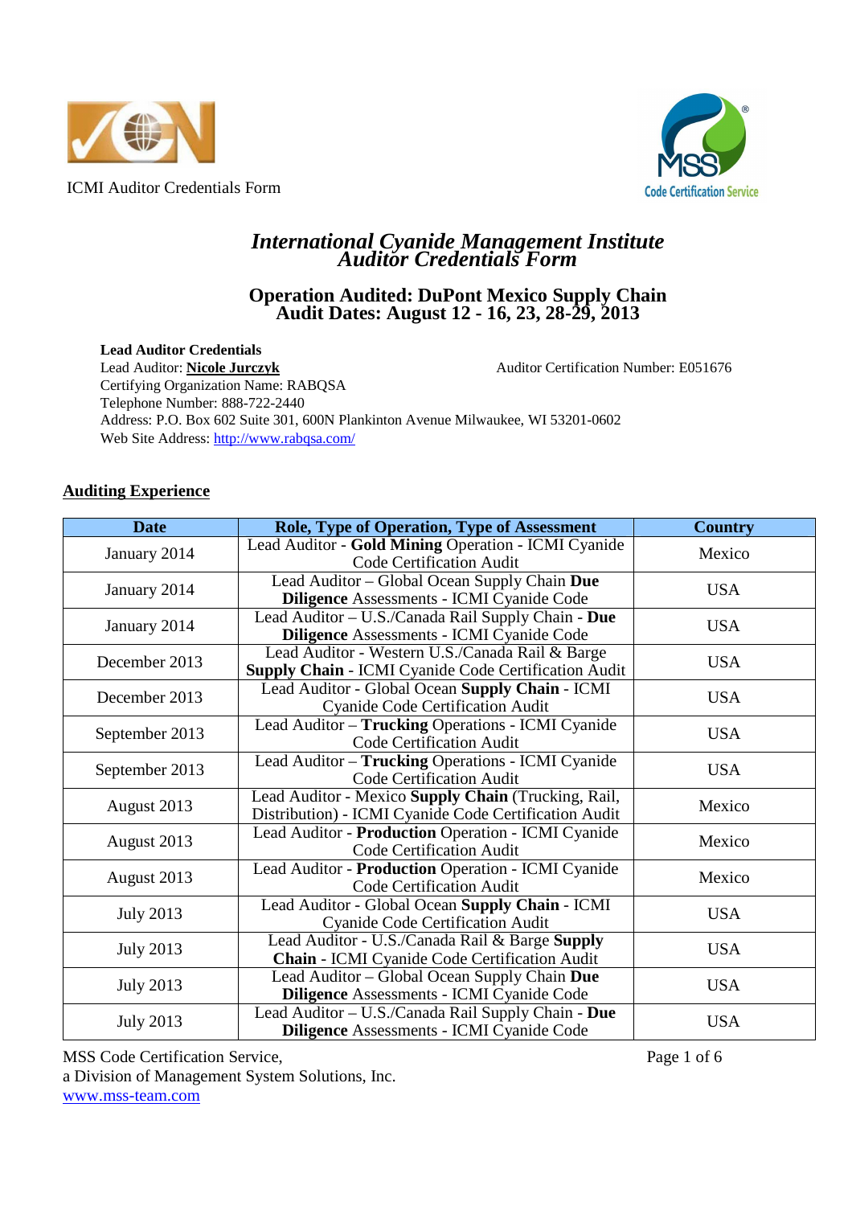ICMI Auditor Credentials Form

# *International Cyanide Management Institute Auditor Credentials Form*

## Operation Audited: DuPont Mexico Supply Chain
## Audit Dates: August 12 - 16, 23, 28-29, 2013

**Lead Auditor Credentials**
Lead Auditor: **Nicole Jurczyk** Auditor Certification Number: E051676
Certifying Organization Name: RABQSA
Telephone Number: 888-722-2440
Address: P.O. Box 602 Suite 301, 600N Plankinton Avenue Milwaukee, WI 53201-0602
Web Site Address: http://www.rabqsa.com/

## Auditing Experience

| Date | Role, Type of Operation, Type of Assessment | Country |
|---|---|---|
| January 2014 | Lead Auditor - **Gold Mining** Operation - ICMI Cyanide Code Certification Audit | Mexico |
| January 2014 | Lead Auditor – Global Ocean Supply Chain **Due Diligence** Assessments - ICMI Cyanide Code | USA |
| January 2014 | Lead Auditor – U.S./Canada Rail Supply Chain - **Due Diligence** Assessments - ICMI Cyanide Code | USA |
| December 2013 | Lead Auditor - Western U.S./Canada Rail & Barge **Supply Chain** - ICMI Cyanide Code Certification Audit | USA |
| December 2013 | Lead Auditor - Global Ocean **Supply Chain** - ICMI Cyanide Code Certification Audit | USA |
| September 2013 | Lead Auditor – **Trucking** Operations - ICMI Cyanide Code Certification Audit | USA |
| September 2013 | Lead Auditor – **Trucking** Operations - ICMI Cyanide Code Certification Audit | USA |
| August 2013 | Lead Auditor - Mexico **Supply Chain** (Trucking, Rail, Distribution) - ICMI Cyanide Code Certification Audit | Mexico |
| August 2013 | Lead Auditor - **Production** Operation - ICMI Cyanide Code Certification Audit | Mexico |
| August 2013 | Lead Auditor - **Production** Operation - ICMI Cyanide Code Certification Audit | Mexico |
| July 2013 | Lead Auditor - Global Ocean **Supply Chain** - ICMI Cyanide Code Certification Audit | USA |
| July 2013 | Lead Auditor - U.S./Canada Rail & Barge **Supply Chain** - ICMI Cyanide Code Certification Audit | USA |
| July 2013 | Lead Auditor – Global Ocean Supply Chain **Due Diligence** Assessments - ICMI Cyanide Code | USA |
| July 2013 | Lead Auditor – U.S./Canada Rail Supply Chain - **Due Diligence** Assessments - ICMI Cyanide Code | USA |

MSS Code Certification Service,
a Division of Management System Solutions, Inc.
www.mss-team.com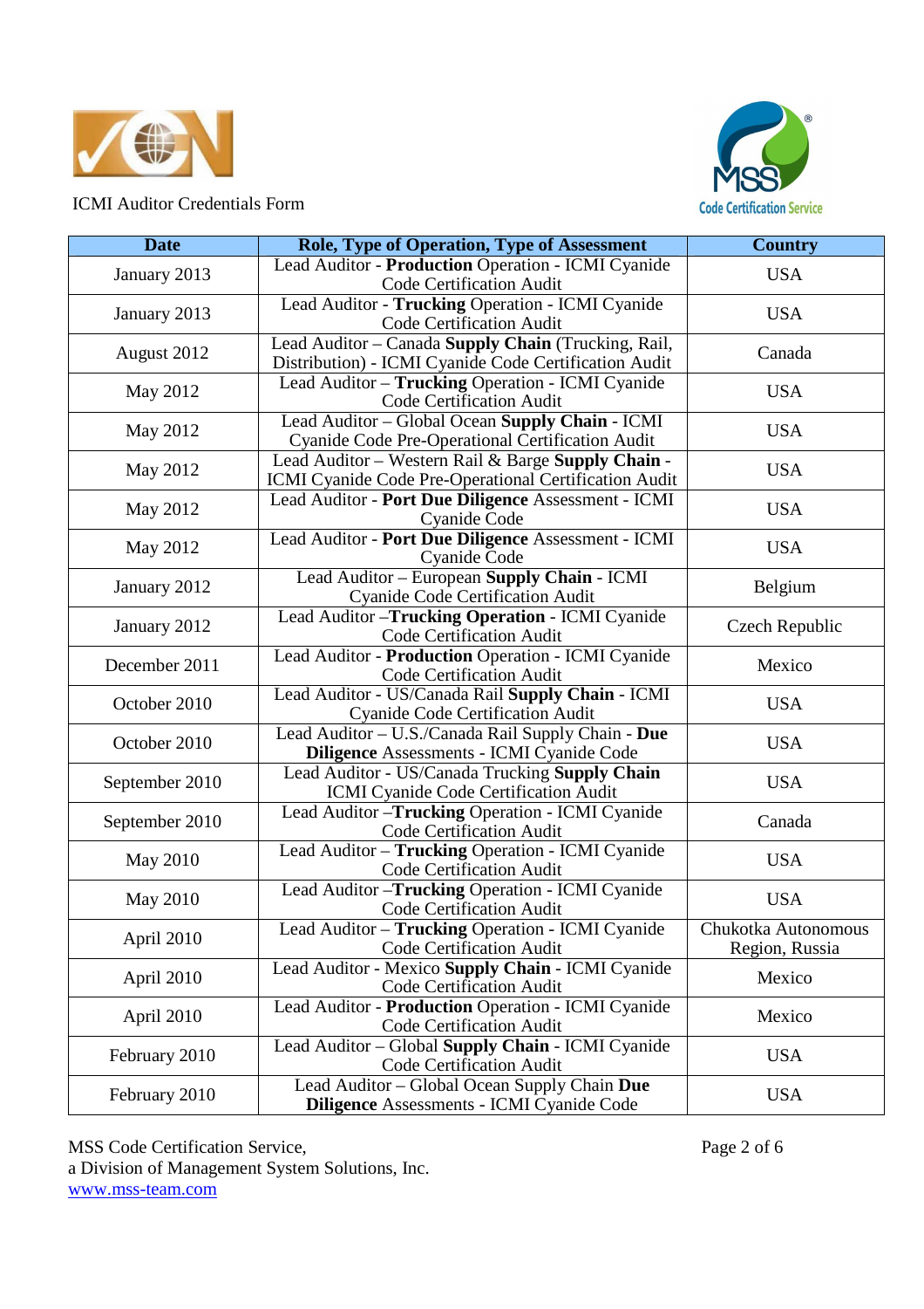ICMI Auditor Credentials Form

| Date | Role, Type of Operation, Type of Assessment | Country |
|---|---|---|
| January 2013 | Lead Auditor - **Production** Operation - ICMI Cyanide Code Certification Audit | USA |
| January 2013 | Lead Auditor - **Trucking** Operation - ICMI Cyanide Code Certification Audit | USA |
| August 2012 | Lead Auditor – Canada **Supply Chain** (Trucking, Rail, Distribution) - ICMI Cyanide Code Certification Audit | Canada |
| May 2012 | Lead Auditor – **Trucking** Operation - ICMI Cyanide Code Certification Audit | USA |
| May 2012 | Lead Auditor – Global Ocean **Supply Chain** - ICMI Cyanide Code Pre-Operational Certification Audit | USA |
| May 2012 | Lead Auditor – Western Rail & Barge **Supply Chain** - ICMI Cyanide Code Pre-Operational Certification Audit | USA |
| May 2012 | Lead Auditor - **Port Due Diligence** Assessment - ICMI Cyanide Code | USA |
| May 2012 | Lead Auditor - **Port Due Diligence** Assessment - ICMI Cyanide Code | USA |
| January 2012 | Lead Auditor – European **Supply Chain** - ICMI Cyanide Code Certification Audit | Belgium |
| January 2012 | Lead Auditor –**Trucking Operation** - ICMI Cyanide Code Certification Audit | Czech Republic |
| December 2011 | Lead Auditor - **Production** Operation - ICMI Cyanide Code Certification Audit | Mexico |
| October 2010 | Lead Auditor - US/Canada Rail **Supply Chain** - ICMI Cyanide Code Certification Audit | USA |
| October 2010 | Lead Auditor – U.S./Canada Rail Supply Chain - **Due Diligence** Assessments - ICMI Cyanide Code | USA |
| September 2010 | Lead Auditor - US/Canada Trucking **Supply Chain** ICMI Cyanide Code Certification Audit | USA |
| September 2010 | Lead Auditor –**Trucking** Operation - ICMI Cyanide Code Certification Audit | Canada |
| May 2010 | Lead Auditor – **Trucking** Operation - ICMI Cyanide Code Certification Audit | USA |
| May 2010 | Lead Auditor –**Trucking** Operation - ICMI Cyanide Code Certification Audit | USA |
| April 2010 | Lead Auditor – **Trucking** Operation - ICMI Cyanide Code Certification Audit | Chukotka Autonomous Region, Russia |
| April 2010 | Lead Auditor - Mexico **Supply Chain** - ICMI Cyanide Code Certification Audit | Mexico |
| April 2010 | Lead Auditor - **Production** Operation - ICMI Cyanide Code Certification Audit | Mexico |
| February 2010 | Lead Auditor – Global **Supply Chain** - ICMI Cyanide Code Certification Audit | USA |
| February 2010 | Lead Auditor – Global Ocean Supply Chain **Due Diligence** Assessments - ICMI Cyanide Code | USA |

MSS Code Certification Service,
a Division of Management System Solutions, Inc.
www.mss-team.com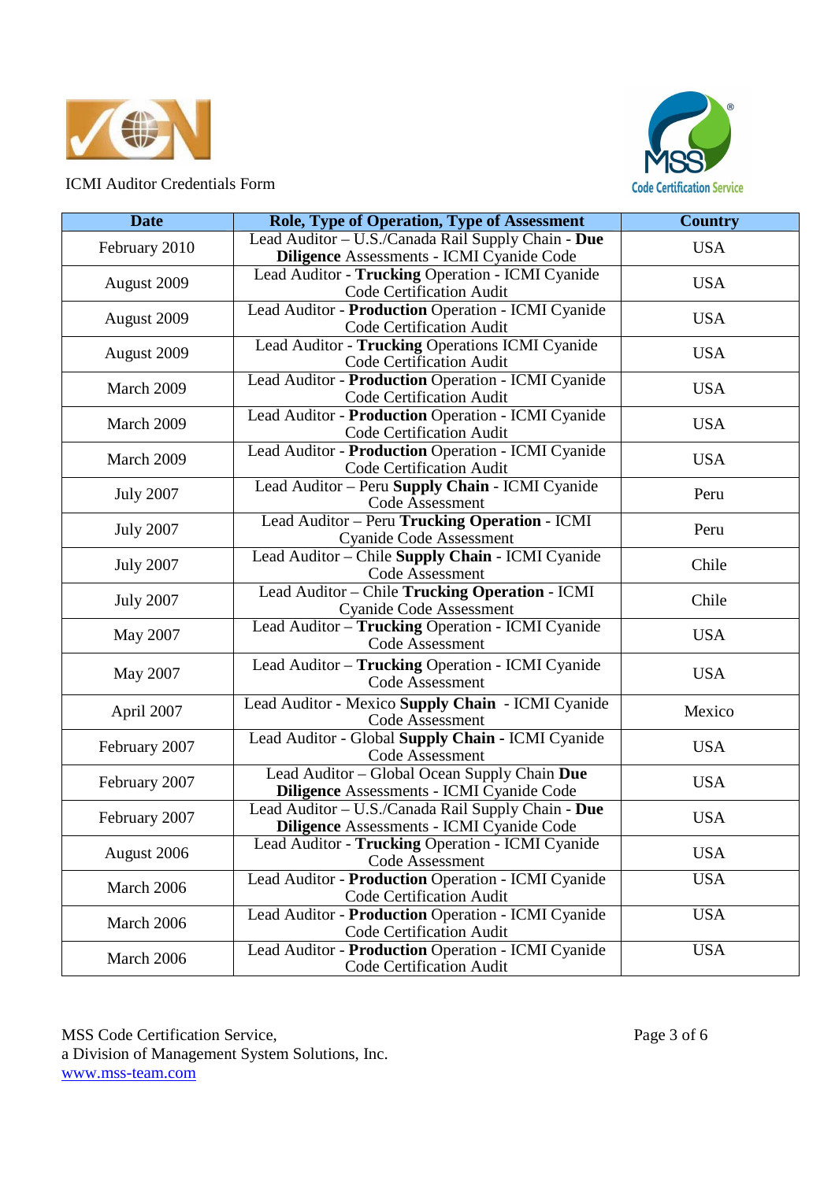ICMI Auditor Credentials Form

| Date | Role, Type of Operation, Type of Assessment | Country |
|---|---|---|
| February 2010 | Lead Auditor – U.S./Canada Rail Supply Chain - **Due Diligence** Assessments - ICMI Cyanide Code | USA |
| August 2009 | Lead Auditor - **Trucking** Operation - ICMI Cyanide Code Certification Audit | USA |
| August 2009 | Lead Auditor - **Production** Operation - ICMI Cyanide Code Certification Audit | USA |
| August 2009 | Lead Auditor - **Trucking** Operations ICMI Cyanide Code Certification Audit | USA |
| March 2009 | Lead Auditor - **Production** Operation - ICMI Cyanide Code Certification Audit | USA |
| March 2009 | Lead Auditor - **Production** Operation - ICMI Cyanide Code Certification Audit | USA |
| March 2009 | Lead Auditor - **Production** Operation - ICMI Cyanide Code Certification Audit | USA |
| July 2007 | Lead Auditor – Peru **Supply Chain** - ICMI Cyanide Code Assessment | Peru |
| July 2007 | Lead Auditor – Peru **Trucking Operation** - ICMI Cyanide Code Assessment | Peru |
| July 2007 | Lead Auditor – Chile **Supply Chain** - ICMI Cyanide Code Assessment | Chile |
| July 2007 | Lead Auditor – Chile **Trucking Operation** - ICMI Cyanide Code Assessment | Chile |
| May 2007 | Lead Auditor – **Trucking** Operation - ICMI Cyanide Code Assessment | USA |
| May 2007 | Lead Auditor – **Trucking** Operation - ICMI Cyanide Code Assessment | USA |
| April 2007 | Lead Auditor - Mexico **Supply Chain** - ICMI Cyanide Code Assessment | Mexico |
| February 2007 | Lead Auditor - Global **Supply Chain** - ICMI Cyanide Code Assessment | USA |
| February 2007 | Lead Auditor – Global Ocean Supply Chain **Due Diligence** Assessments - ICMI Cyanide Code | USA |
| February 2007 | Lead Auditor – U.S./Canada Rail Supply Chain - **Due Diligence** Assessments - ICMI Cyanide Code | USA |
| August 2006 | Lead Auditor - **Trucking** Operation - ICMI Cyanide Code Assessment | USA |
| March 2006 | Lead Auditor - **Production** Operation - ICMI Cyanide Code Certification Audit | USA |
| March 2006 | Lead Auditor - **Production** Operation - ICMI Cyanide Code Certification Audit | USA |
| March 2006 | Lead Auditor - **Production** Operation - ICMI Cyanide Code Certification Audit | USA |

MSS Code Certification Service,
a Division of Management System Solutions, Inc.
www.mss-team.com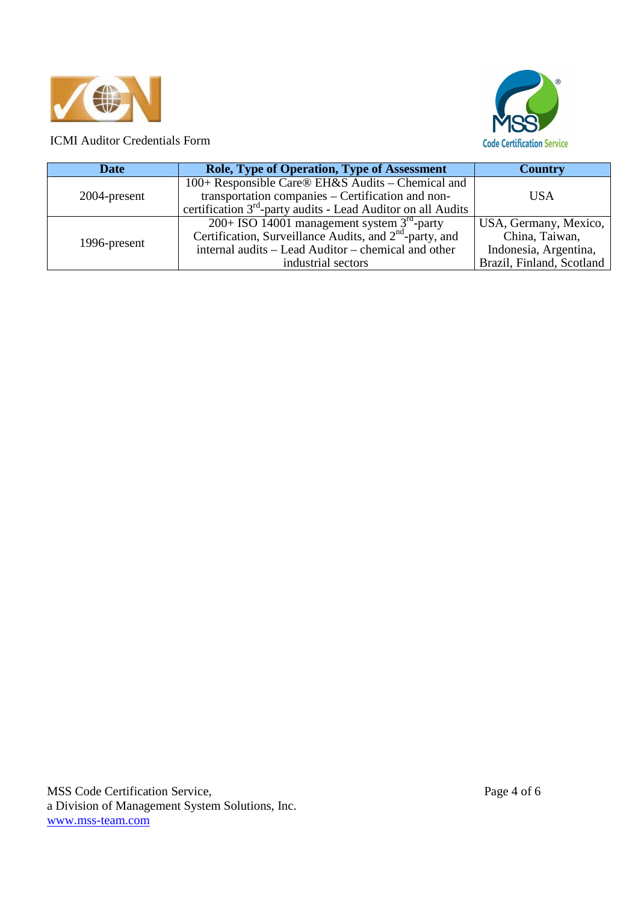ICMI Auditor Credentials Form

| Date | Role, Type of Operation, Type of Assessment | Country |
|---|---|---|
| 2004-present | 100+ Responsible Care® EH&S Audits – Chemical and transportation companies – Certification and non-certification 3rd-party audits - Lead Auditor on all Audits | USA |
| 1996-present | 200+ ISO 14001 management system 3rd-party Certification, Surveillance Audits, and 2nd-party, and internal audits – Lead Auditor – chemical and other industrial sectors | USA, Germany, Mexico, China, Taiwan, Indonesia, Argentina, Brazil, Finland, Scotland |

MSS Code Certification Service,
a Division of Management System Solutions, Inc.
www.mss-team.com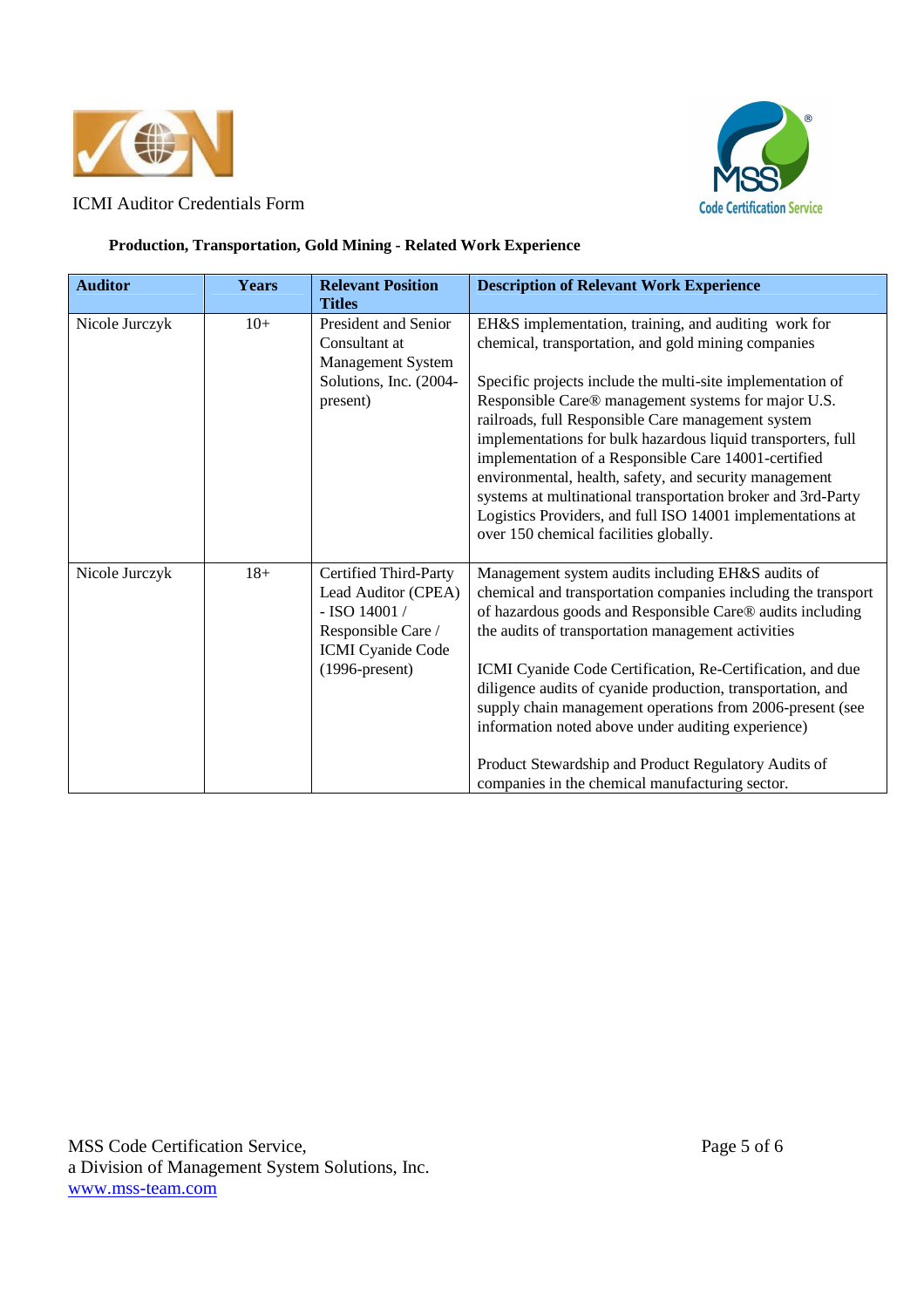ICMI Auditor Credentials Form

**Production, Transportation, Gold Mining - Related Work Experience**

| Auditor | Years | Relevant Position Titles | Description of Relevant Work Experience |
|---|---|---|---|
| Nicole Jurczyk | 10+ | President and Senior Consultant at Management System Solutions, Inc. (2004-present) | EH&S implementation, training, and auditing work for chemical, transportation, and gold mining companies<br><br>Specific projects include the multi-site implementation of Responsible Care® management systems for major U.S. railroads, full Responsible Care management system implementations for bulk hazardous liquid transporters, full implementation of a Responsible Care 14001-certified environmental, health, safety, and security management systems at multinational transportation broker and 3rd-Party Logistics Providers, and full ISO 14001 implementations at over 150 chemical facilities globally. |
| Nicole Jurczyk | 18+ | Certified Third-Party Lead Auditor (CPEA) - ISO 14001 / Responsible Care / ICMI Cyanide Code (1996-present) | Management system audits including EH&S audits of chemical and transportation companies including the transport of hazardous goods and Responsible Care® audits including the audits of transportation management activities<br><br>ICMI Cyanide Code Certification, Re-Certification, and due diligence audits of cyanide production, transportation, and supply chain management operations from 2006-present (see information noted above under auditing experience)<br><br>Product Stewardship and Product Regulatory Audits of companies in the chemical manufacturing sector. |

MSS Code Certification Service,
a Division of Management System Solutions, Inc.
www.mss-team.com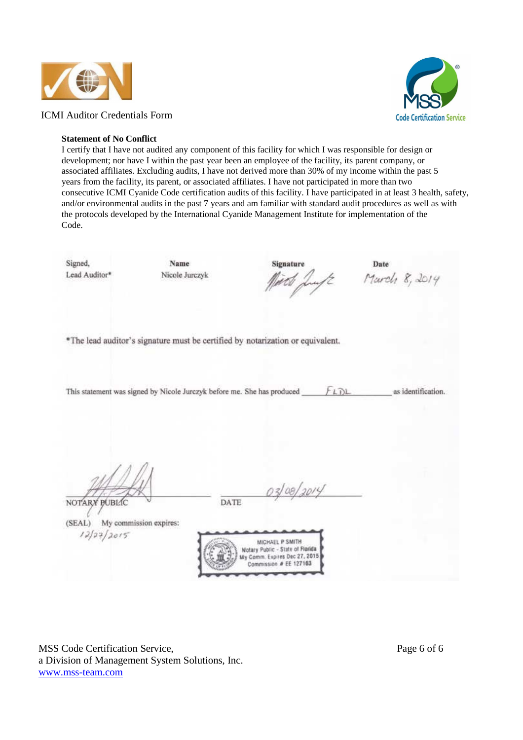ICMI Auditor Credentials Form

**Statement of No Conflict**

I certify that I have not audited any component of this facility for which I was responsible for design or development; nor have I within the past year been an employee of the facility, its parent company, or associated affiliates. Excluding audits, I have not derived more than 30% of my income within the past 5 years from the facility, its parent, or associated affiliates. I have not participated in more than two consecutive ICMI Cyanide Code certification audits of this facility. I have participated in at least 3 health, safety, and/or environmental audits in the past 7 years and am familiar with standard audit procedures as well as with the protocols developed by the International Cyanide Management Institute for implementation of the Code.

| Signed, Lead Auditor* | Name | Signature | Date |
| --- | --- | --- | --- |
| | Nicole Jurczyk | *[signature]* | March 8, 2014 |

*The lead auditor's signature must be certified by notarization or equivalent.

This statement was signed by Nicole Jurczyk before me. She has produced FLDL as identification.

*[signature]*
NOTARY PUBLIC

DATE 03/08/2014

(SEAL) My commission expires: 12/27/2015

MICHAEL P SMITH
Notary Public - State of Florida
My Comm. Expires Dec 27, 2015
Commission # EE 127163

MSS Code Certification Service,
a Division of Management System Solutions, Inc.
www.mss-team.com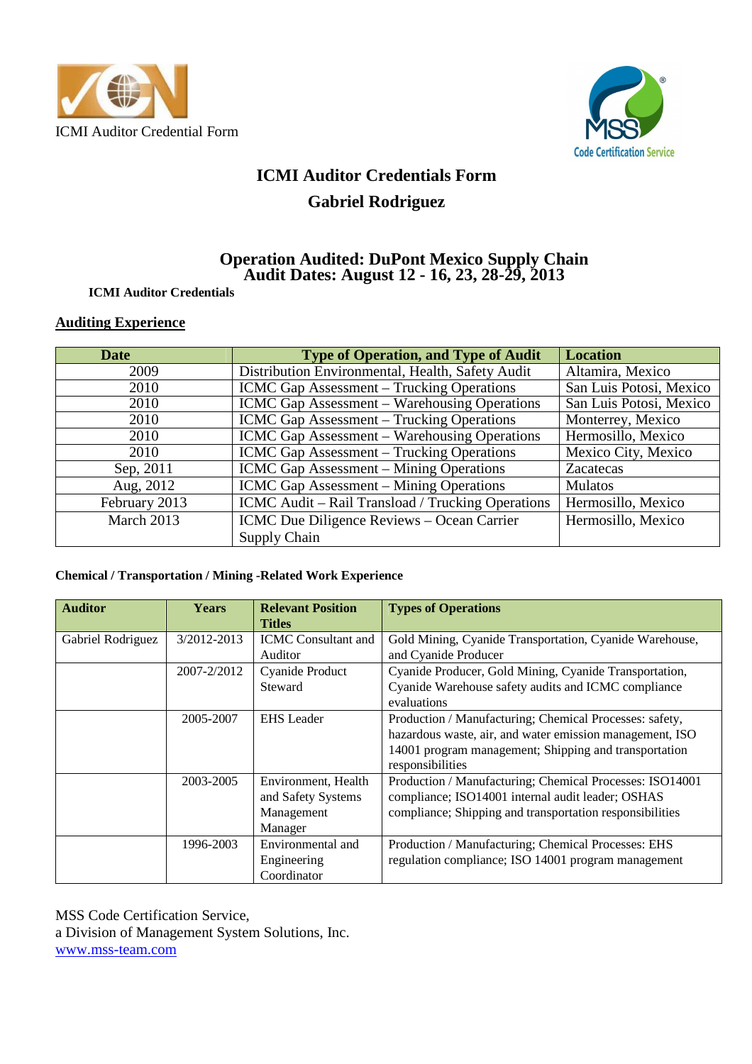ICMI Auditor Credential Form

# ICMI Auditor Credentials Form

## Gabriel Rodriguez

## Operation Audited: DuPont Mexico Supply Chain
## Audit Dates: August 12 - 16, 23, 28-29, 2013

**ICMI Auditor Credentials**

**Auditing Experience**

| Date | Type of Operation, and Type of Audit | Location |
|---|---|---|
| 2009 | Distribution Environmental, Health, Safety Audit | Altamira, Mexico |
| 2010 | ICMC Gap Assessment – Trucking Operations | San Luis Potosi, Mexico |
| 2010 | ICMC Gap Assessment – Warehousing Operations | San Luis Potosi, Mexico |
| 2010 | ICMC Gap Assessment – Trucking Operations | Monterrey, Mexico |
| 2010 | ICMC Gap Assessment – Warehousing Operations | Hermosillo, Mexico |
| 2010 | ICMC Gap Assessment – Trucking Operations | Mexico City, Mexico |
| Sep, 2011 | ICMC Gap Assessment – Mining Operations | Zacatecas |
| Aug, 2012 | ICMC Gap Assessment – Mining Operations | Mulatos |
| February 2013 | ICMC Audit – Rail Transload / Trucking Operations | Hermosillo, Mexico |
| March 2013 | ICMC Due Diligence Reviews – Ocean Carrier Supply Chain | Hermosillo, Mexico |

**Chemical / Transportation / Mining -Related Work Experience**

| Auditor | Years | Relevant Position Titles | Types of Operations |
|---|---|---|---|
| Gabriel Rodriguez | 3/2012-2013 | ICMC Consultant and Auditor | Gold Mining, Cyanide Transportation, Cyanide Warehouse, and Cyanide Producer |
| | 2007-2/2012 | Cyanide Product Steward | Cyanide Producer, Gold Mining, Cyanide Transportation, Cyanide Warehouse safety audits and ICMC compliance evaluations |
| | 2005-2007 | EHS Leader | Production / Manufacturing; Chemical Processes: safety, hazardous waste, air, and water emission management, ISO 14001 program management; Shipping and transportation responsibilities |
| | 2003-2005 | Environment, Health and Safety Systems Management Manager | Production / Manufacturing; Chemical Processes: ISO14001 compliance; ISO14001 internal audit leader; OSHAS compliance; Shipping and transportation responsibilities |
| | 1996-2003 | Environmental and Engineering Coordinator | Production / Manufacturing; Chemical Processes: EHS regulation compliance; ISO 14001 program management |

MSS Code Certification Service,
a Division of Management System Solutions, Inc.
www.mss-team.com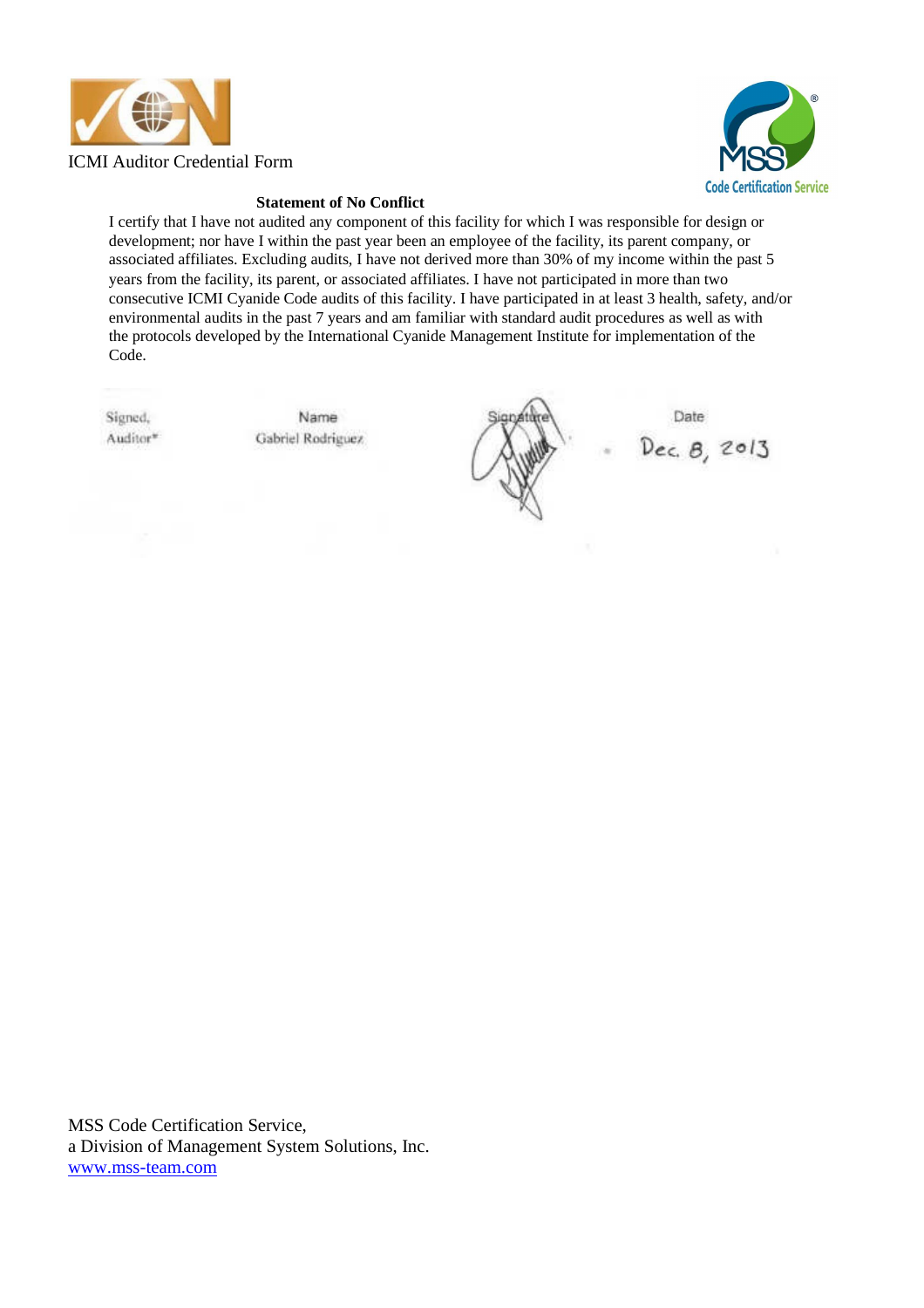ICMI Auditor Credential Form

**Statement of No Conflict**

I certify that I have not audited any component of this facility for which I was responsible for design or development; nor have I within the past year been an employee of the facility, its parent company, or associated affiliates. Excluding audits, I have not derived more than 30% of my income within the past 5 years from the facility, its parent, or associated affiliates. I have not participated in more than two consecutive ICMI Cyanide Code audits of this facility. I have participated in at least 3 health, safety, and/or environmental audits in the past 7 years and am familiar with standard audit procedures as well as with the protocols developed by the International Cyanide Management Institute for implementation of the Code.

| | Name | Signature | Date |
|---|---|---|---|
| Signed, Auditor* | Gabriel Rodriguez | | Dec. 8, 2013 |

MSS Code Certification Service,
a Division of Management System Solutions, Inc.
www.mss-team.com